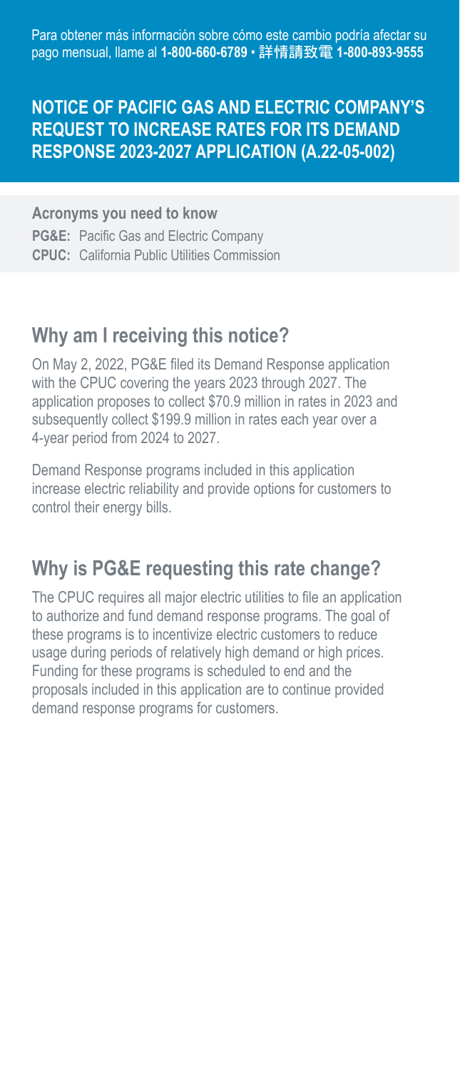Para obtener más información sobre cómo este cambio podría afectar su pago mensual, llame al **1-800-660-6789** • **詳情請致電 1-800-893-9555**

# NOTICE OF PACIFIC GAS AND ELECTRIC COMPANY'S REQUEST TO INCREASE RATES FOR ITS DEMAND RESPONSE 2023-2027 APPLICATION (A.22-05-002)

**Acronyms you need to know**

**PG&E:** Pacific Gas and Electric Company

**CPUC:** California Public Utilities Commission

## Why am I receiving this notice?

On May 2, 2022, PG&E filed its Demand Response application with the CPUC covering the years 2023 through 2027. The application proposes to collect $70.9 million in rates in 2023 and subsequently collect $199.9 million in rates each year over a 4-year period from 2024 to 2027.

Demand Response programs included in this application increase electric reliability and provide options for customers to control their energy bills.

## Why is PG&E requesting this rate change?

The CPUC requires all major electric utilities to file an application to authorize and fund demand response programs. The goal of these programs is to incentivize electric customers to reduce usage during periods of relatively high demand or high prices. Funding for these programs is scheduled to end and the proposals included in this application are to continue provided demand response programs for customers.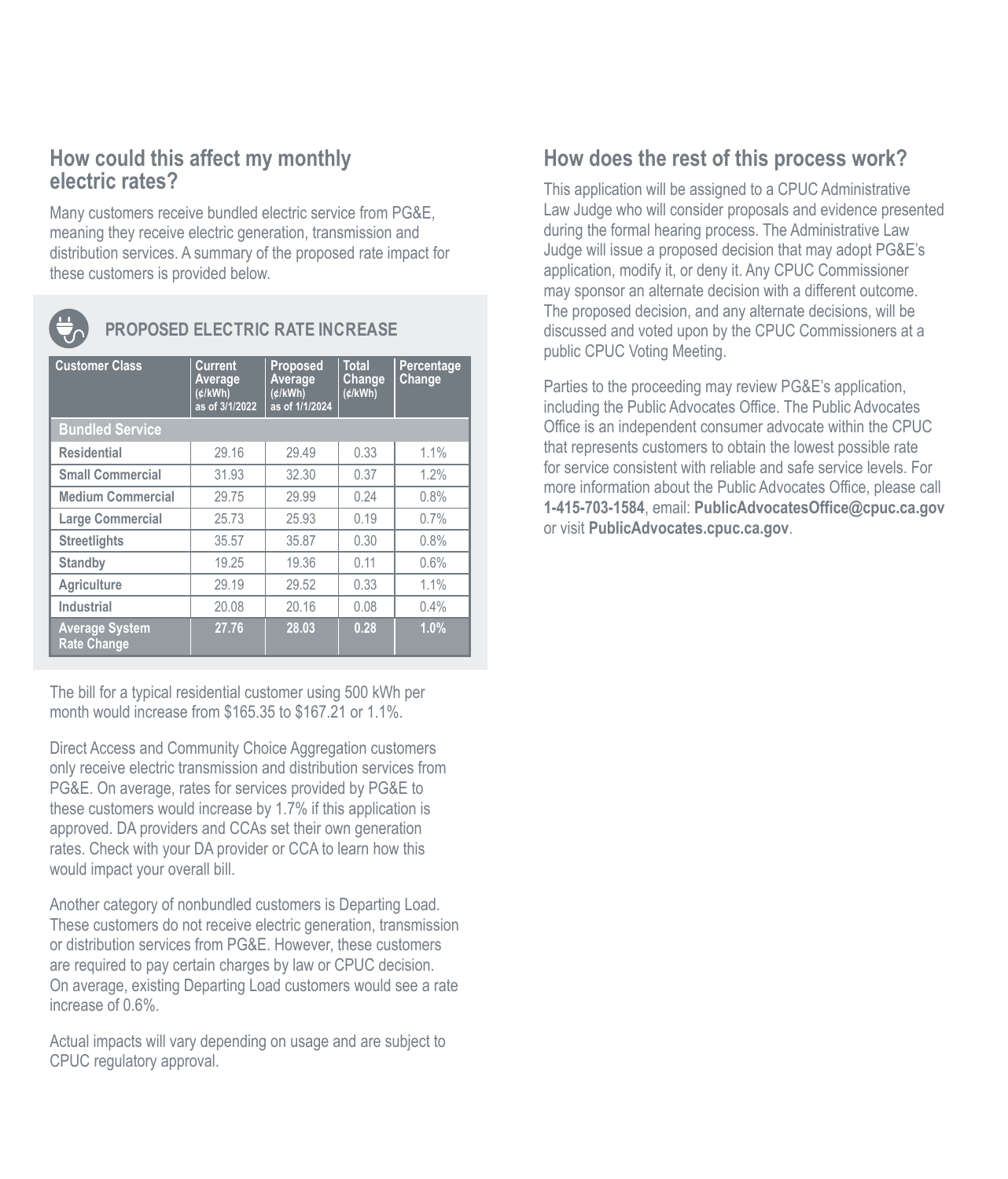## How could this affect my monthly electric rates?

Many customers receive bundled electric service from PG&E, meaning they receive electric generation, transmission and distribution services. A summary of the proposed rate impact for these customers is provided below.

### PROPOSED ELECTRIC RATE INCREASE

| Customer Class | Current Average (¢/kWh) as of 3/1/2022 | Proposed Average (¢/kWh) as of 1/1/2024 | Total Change (¢/kWh) | Percentage Change |
|---|---|---|---|---|
| **Bundled Service** | | | | |
| Residential | 29.16 | 29.49 | 0.33 | 1.1% |
| Small Commercial | 31.93 | 32.30 | 0.37 | 1.2% |
| Medium Commercial | 29.75 | 29.99 | 0.24 | 0.8% |
| Large Commercial | 25.73 | 25.93 | 0.19 | 0.7% |
| Streetlights | 35.57 | 35.87 | 0.30 | 0.8% |
| Standby | 19.25 | 19.36 | 0.11 | 0.6% |
| Agriculture | 29.19 | 29.52 | 0.33 | 1.1% |
| Industrial | 20.08 | 20.16 | 0.08 | 0.4% |
| **Average System Rate Change** | **27.76** | **28.03** | **0.28** | **1.0%** |

The bill for a typical residential customer using 500 kWh per month would increase from $165.35 to $167.21 or 1.1%.

Direct Access and Community Choice Aggregation customers only receive electric transmission and distribution services from PG&E. On average, rates for services provided by PG&E to these customers would increase by 1.7% if this application is approved. DA providers and CCAs set their own generation rates. Check with your DA provider or CCA to learn how this would impact your overall bill.

Another category of nonbundled customers is Departing Load. These customers do not receive electric generation, transmission or distribution services from PG&E. However, these customers are required to pay certain charges by law or CPUC decision. On average, existing Departing Load customers would see a rate increase of 0.6%.

Actual impacts will vary depending on usage and are subject to CPUC regulatory approval.

## How does the rest of this process work?

This application will be assigned to a CPUC Administrative Law Judge who will consider proposals and evidence presented during the formal hearing process. The Administrative Law Judge will issue a proposed decision that may adopt PG&E's application, modify it, or deny it. Any CPUC Commissioner may sponsor an alternate decision with a different outcome. The proposed decision, and any alternate decisions, will be discussed and voted upon by the CPUC Commissioners at a public CPUC Voting Meeting.

Parties to the proceeding may review PG&E's application, including the Public Advocates Office. The Public Advocates Office is an independent consumer advocate within the CPUC that represents customers to obtain the lowest possible rate for service consistent with reliable and safe service levels. For more information about the Public Advocates Office, please call **1-415-703-1584**, email: **PublicAdvocatesOffice@cpuc.ca.gov** or visit **PublicAdvocates.cpuc.ca.gov**.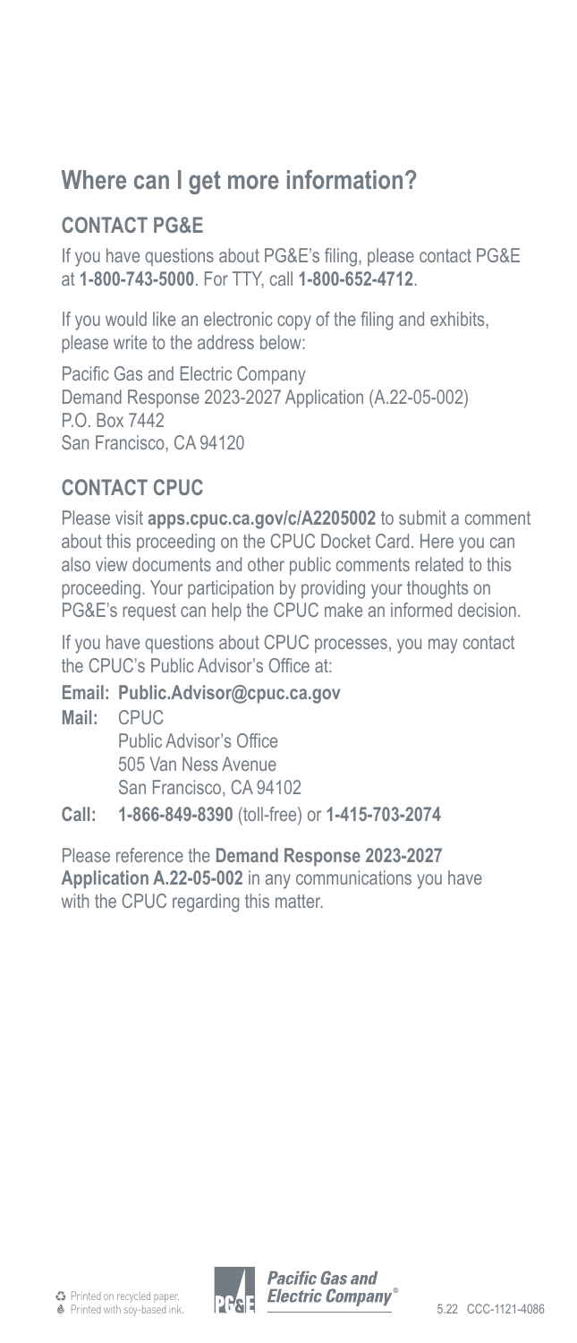## Where can I get more information?

### CONTACT PG&E

If you have questions about PG&E's filing, please contact PG&E at **1-800-743-5000**. For TTY, call **1-800-652-4712**.

If you would like an electronic copy of the filing and exhibits, please write to the address below:

Pacific Gas and Electric Company
Demand Response 2023-2027 Application (A.22-05-002)
P.O. Box 7442
San Francisco, CA 94120

### CONTACT CPUC

Please visit **apps.cpuc.ca.gov/c/A2205002** to submit a comment about this proceeding on the CPUC Docket Card. Here you can also view documents and other public comments related to this proceeding. Your participation by providing your thoughts on PG&E's request can help the CPUC make an informed decision.

If you have questions about CPUC processes, you may contact the CPUC's Public Advisor's Office at:

**Email: Public.Advisor@cpuc.ca.gov**

**Mail:** CPUC
Public Advisor's Office
505 Van Ness Avenue
San Francisco, CA 94102

**Call: 1-866-849-8390** (toll-free) or **1-415-703-2074**

Please reference the **Demand Response 2023-2027 Application A.22-05-002** in any communications you have with the CPUC regarding this matter.

Printed on recycled paper.
Printed with soy-based ink.

Pacific Gas and Electric Company®

5.22 CCC-1121-4086